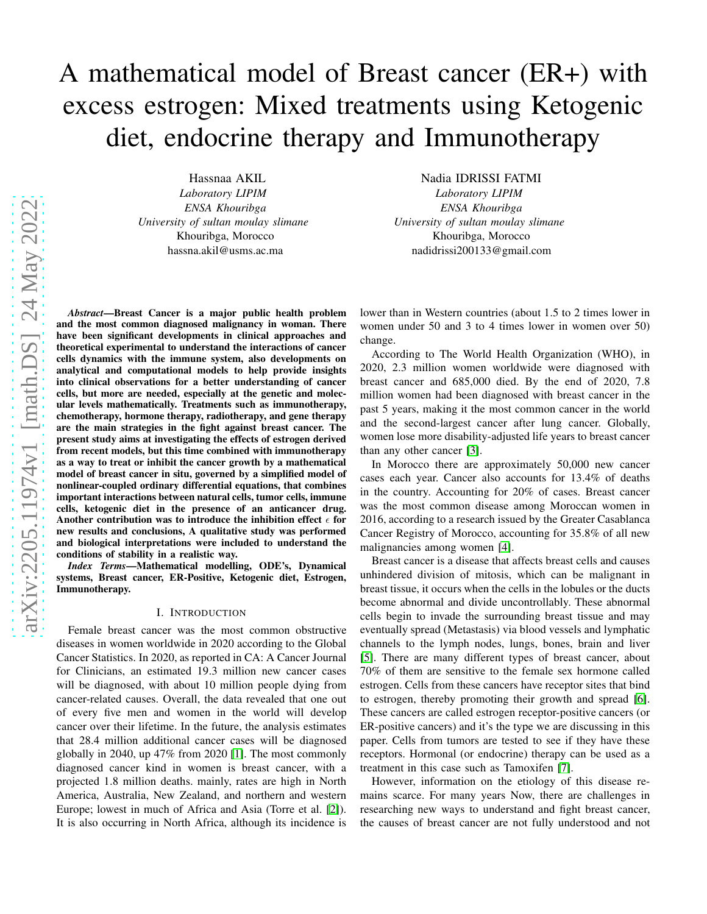# A mathematical model of Breast cancer (ER+) with excess estrogen: Mixed treatments using Ketogenic diet, endocrine therapy and Immunotherapy

Hassnaa AKIL
*Laboratory LIPIM*
*ENSA Khouribga*
*University of sultan moulay slimane*
Khouribga, Morocco
hassna.akil@usms.ac.ma

Nadia IDRISSI FATMI
*Laboratory LIPIM*
*ENSA Khouribga*
*University of sultan moulay slimane*
Khouribga, Morocco
nadidrissi200133@gmail.com

***Abstract*—Breast Cancer is a major public health problem and the most common diagnosed malignancy in woman. There have been significant developments in clinical approaches and theoretical experimental to understand the interactions of cancer cells dynamics with the immune system, also developments on analytical and computational models to help provide insights into clinical observations for a better understanding of cancer cells, but more are needed, especially at the genetic and molecular levels mathematically. Treatments such as immunotherapy, chemotherapy, hormone therapy, radiotherapy, and gene therapy are the main strategies in the fight against breast cancer. The present study aims at investigating the effects of estrogen derived from recent models, but this time combined with immunotherapy as a way to treat or inhibit the cancer growth by a mathematical model of breast cancer in situ, governed by a simplified model of nonlinear-coupled ordinary differential equations, that combines important interactions between natural cells, tumor cells, immune cells, ketogenic diet in the presence of an anticancer drug. Another contribution was to introduce the inhibition effect $\epsilon$ for new results and conclusions, A qualitative study was performed and biological interpretations were included to understand the conditions of stability in a realistic way.**

***Index Terms*—Mathematical modelling, ODE's, Dynamical systems, Breast cancer, ER-Positive, Ketogenic diet, Estrogen, Immunotherapy.**

## I. Introduction

Female breast cancer was the most common obstructive diseases in women worldwide in 2020 according to the Global Cancer Statistics. In 2020, as reported in CA: A Cancer Journal for Clinicians, an estimated 19.3 million new cancer cases will be diagnosed, with about 10 million people dying from cancer-related causes. Overall, the data revealed that one out of every five men and women in the world will develop cancer over their lifetime. In the future, the analysis estimates that 28.4 million additional cancer cases will be diagnosed globally in 2040, up 47% from 2020 [1]. The most commonly diagnosed cancer kind in women is breast cancer, with a projected 1.8 million deaths. mainly, rates are high in North America, Australia, New Zealand, and northern and western Europe; lowest in much of Africa and Asia (Torre et al. [2]). It is also occurring in North Africa, although its incidence is lower than in Western countries (about 1.5 to 2 times lower in women under 50 and 3 to 4 times lower in women over 50) change.

According to The World Health Organization (WHO), in 2020, 2.3 million women worldwide were diagnosed with breast cancer and 685,000 died. By the end of 2020, 7.8 million women had been diagnosed with breast cancer in the past 5 years, making it the most common cancer in the world and the second-largest cancer after lung cancer. Globally, women lose more disability-adjusted life years to breast cancer than any other cancer [3].

In Morocco there are approximately 50,000 new cancer cases each year. Cancer also accounts for 13.4% of deaths in the country. Accounting for 20% of cases. Breast cancer was the most common disease among Moroccan women in 2016, according to a research issued by the Greater Casablanca Cancer Registry of Morocco, accounting for 35.8% of all new malignancies among women [4].

Breast cancer is a disease that affects breast cells and causes unhindered division of mitosis, which can be malignant in breast tissue, it occurs when the cells in the lobules or the ducts become abnormal and divide uncontrollably. These abnormal cells begin to invade the surrounding breast tissue and may eventually spread (Metastasis) via blood vessels and lymphatic channels to the lymph nodes, lungs, bones, brain and liver [5]. There are many different types of breast cancer, about 70% of them are sensitive to the female sex hormone called estrogen. Cells from these cancers have receptor sites that bind to estrogen, thereby promoting their growth and spread [6]. These cancers are called estrogen receptor-positive cancers (or ER-positive cancers) and it's the type we are discussing in this paper. Cells from tumors are tested to see if they have these receptors. Hormonal (or endocrine) therapy can be used as a treatment in this case such as Tamoxifen [7].

However, information on the etiology of this disease remains scarce. For many years Now, there are challenges in researching new ways to understand and fight breast cancer, the causes of breast cancer are not fully understood and not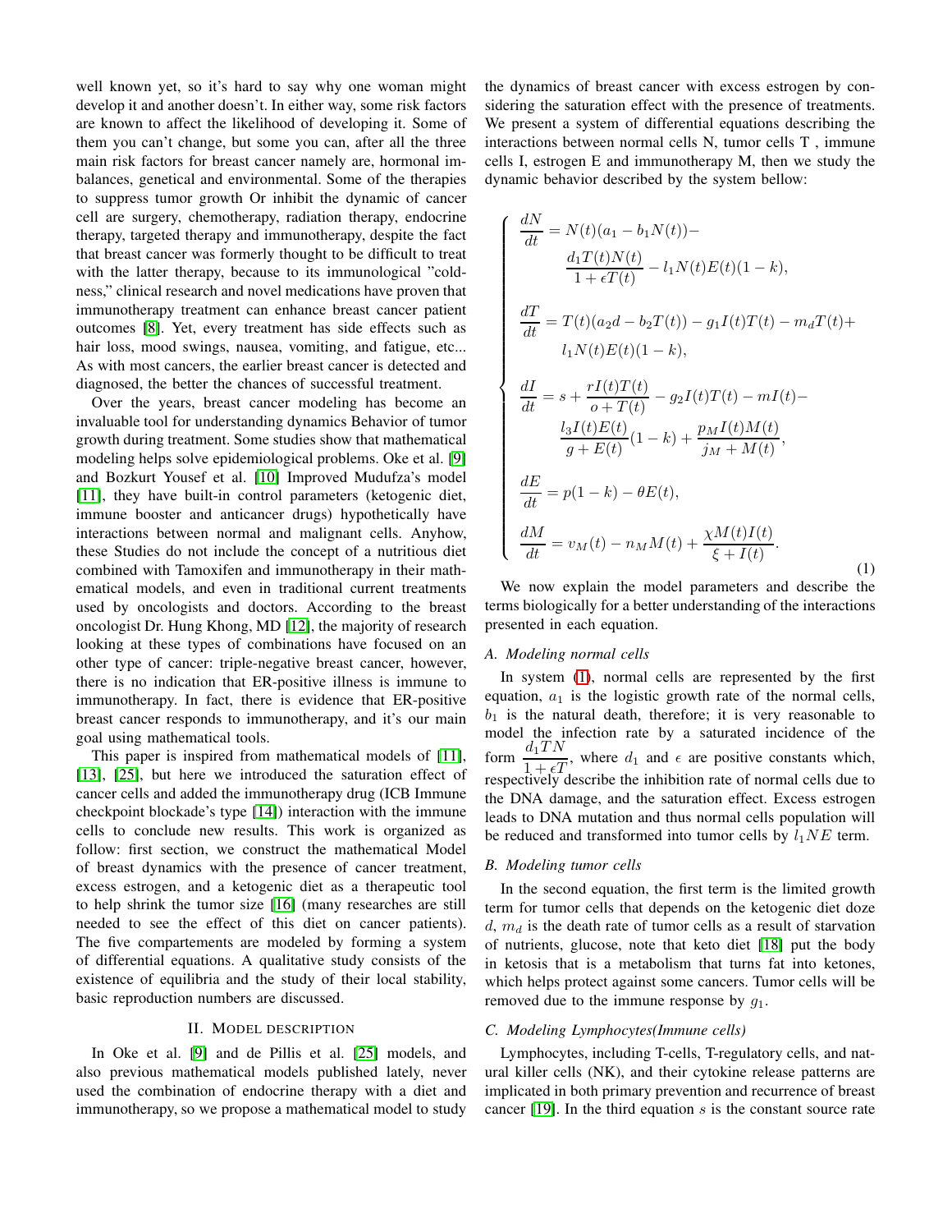well known yet, so it's hard to say why one woman might develop it and another doesn't. In either way, some risk factors are known to affect the likelihood of developing it. Some of them you can't change, but some you can, after all the three main risk factors for breast cancer namely are, hormonal imbalances, genetical and environmental. Some of the therapies to suppress tumor growth Or inhibit the dynamic of cancer cell are surgery, chemotherapy, radiation therapy, endocrine therapy, targeted therapy and immunotherapy, despite the fact that breast cancer was formerly thought to be difficult to treat with the latter therapy, because to its immunological "coldness," clinical research and novel medications have proven that immunotherapy treatment can enhance breast cancer patient outcomes [8]. Yet, every treatment has side effects such as hair loss, mood swings, nausea, vomiting, and fatigue, etc... As with most cancers, the earlier breast cancer is detected and diagnosed, the better the chances of successful treatment.

Over the years, breast cancer modeling has become an invaluable tool for understanding dynamics Behavior of tumor growth during treatment. Some studies show that mathematical modeling helps solve epidemiological problems. Oke et al. [9] and Bozkurt Yousef et al. [10] Improved Mudufza's model [11], they have built-in control parameters (ketogenic diet, immune booster and anticancer drugs) hypothetically have interactions between normal and malignant cells. Anyhow, these Studies do not include the concept of a nutritious diet combined with Tamoxifen and immunotherapy in their mathematical models, and even in traditional current treatments used by oncologists and doctors. According to the breast oncologist Dr. Hung Khong, MD [12], the majority of research looking at these types of combinations have focused on an other type of cancer: triple-negative breast cancer, however, there is no indication that ER-positive illness is immune to immunotherapy. In fact, there is evidence that ER-positive breast cancer responds to immunotherapy, and it's our main goal using mathematical tools.

This paper is inspired from mathematical models of [11], [13], [25], but here we introduced the saturation effect of cancer cells and added the immunotherapy drug (ICB Immune checkpoint blockade's type [14]) interaction with the immune cells to conclude new results. This work is organized as follow: first section, we construct the mathematical Model of breast dynamics with the presence of cancer treatment, excess estrogen, and a ketogenic diet as a therapeutic tool to help shrink the tumor size [16] (many researches are still needed to see the effect of this diet on cancer patients). The five compartements are modeled by forming a system of differential equations. A qualitative study consists of the existence of equilibria and the study of their local stability, basic reproduction numbers are discussed.

## II. Model Description

In Oke et al. [9] and de Pillis et al. [25] models, and also previous mathematical models published lately, never used the combination of endocrine therapy with a diet and immunotherapy, so we propose a mathematical model to study the dynamics of breast cancer with excess estrogen by considering the saturation effect with the presence of treatments. We present a system of differential equations describing the interactions between normal cells N, tumor cells T , immune cells I, estrogen E and immunotherapy M, then we study the dynamic behavior described by the system bellow:

$$
\begin{cases}
\dfrac{dN}{dt} = N(t)(a_1 - b_1 N(t)) - \dfrac{d_1 T(t) N(t)}{1 + \epsilon T(t)} - l_1 N(t) E(t)(1-k), \\[2ex]
\dfrac{dT}{dt} = T(t)(a_2 d - b_2 T(t)) - g_1 I(t) T(t) - m_d T(t) + l_1 N(t) E(t)(1-k), \\[2ex]
\dfrac{dI}{dt} = s + \dfrac{r I(t) T(t)}{o + T(t)} - g_2 I(t) T(t) - m I(t) - \dfrac{l_3 I(t) E(t)}{g + E(t)}(1-k) + \dfrac{p_M I(t) M(t)}{j_M + M(t)}, \\[2ex]
\dfrac{dE}{dt} = p(1-k) - \theta E(t), \\[2ex]
\dfrac{dM}{dt} = v_M(t) - n_M M(t) + \dfrac{\chi M(t) I(t)}{\xi + I(t)}.
\end{cases}
\tag{1}
$$

We now explain the model parameters and describe the terms biologically for a better understanding of the interactions presented in each equation.

### A. Modeling normal cells

In system (1), normal cells are represented by the first equation, $a_1$ is the logistic growth rate of the normal cells, $b_1$ is the natural death, therefore; it is very reasonable to model the infection rate by a saturated incidence of the form $\dfrac{d_1 TN}{1 + \epsilon T}$, where $d_1$ and $\epsilon$ are positive constants which, respectively describe the inhibition rate of normal cells due to the DNA damage, and the saturation effect. Excess estrogen leads to DNA mutation and thus normal cells population will be reduced and transformed into tumor cells by $l_1 NE$ term.

### B. Modeling tumor cells

In the second equation, the first term is the limited growth term for tumor cells that depends on the ketogenic diet doze $d$, $m_d$ is the death rate of tumor cells as a result of starvation of nutrients, glucose, note that keto diet [18] put the body in ketosis that is a metabolism that turns fat into ketones, which helps protect against some cancers. Tumor cells will be removed due to the immune response by $g_1$.

### C. Modeling Lymphocytes(Immune cells)

Lymphocytes, including T-cells, T-regulatory cells, and natural killer cells (NK), and their cytokine release patterns are implicated in both primary prevention and recurrence of breast cancer [19]. In the third equation $s$ is the constant source rate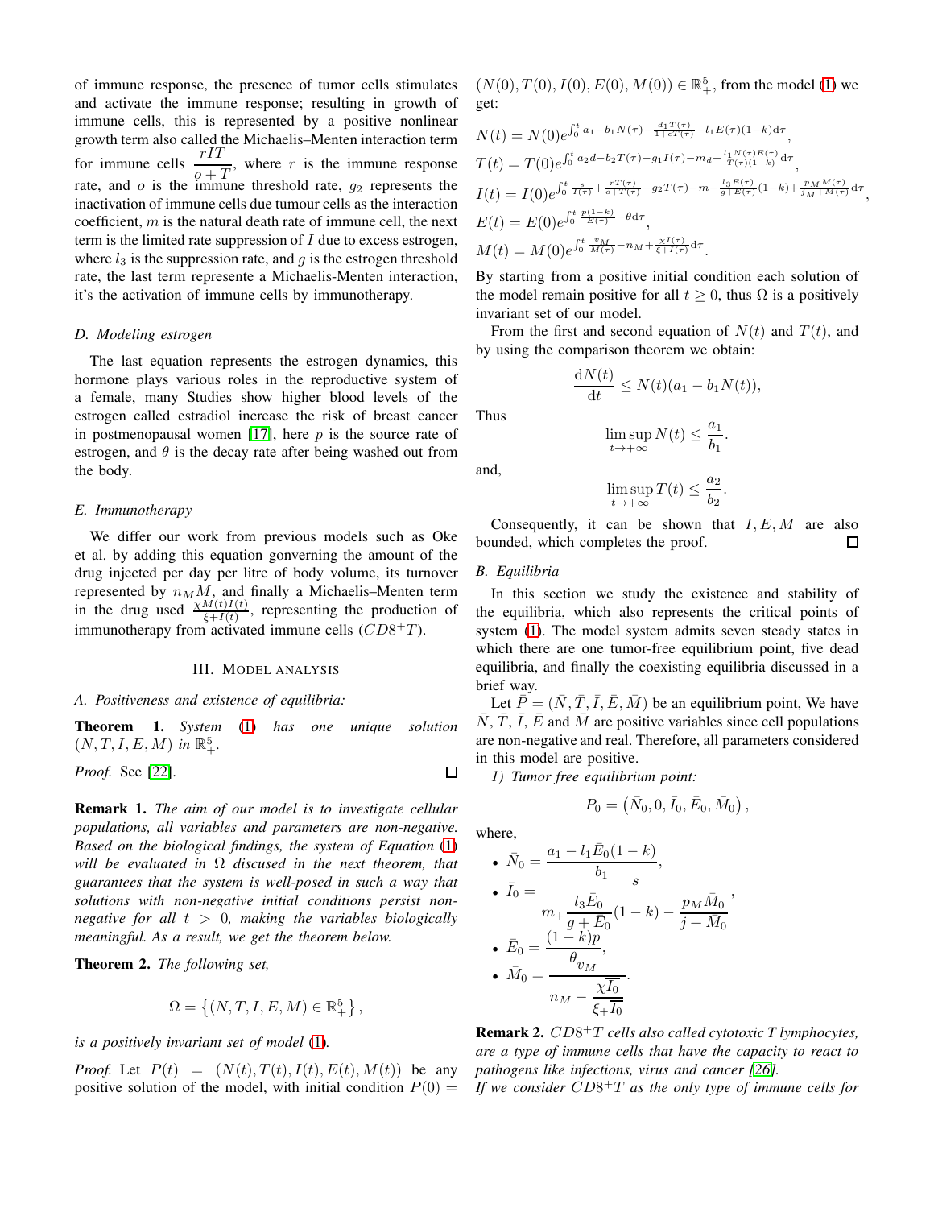of immune response, the presence of tumor cells stimulates and activate the immune response; resulting in growth of immune cells, this is represented by a positive nonlinear growth term also called the Michaelis–Menten interaction term for immune cells $\dfrac{rIT}{o+T}$, where $r$ is the immune response rate, and $o$ is the immune threshold rate, $g_2$ represents the inactivation of immune cells due tumour cells as the interaction coefficient, $m$ is the natural death rate of immune cell, the next term is the limited rate suppression of $I$ due to excess estrogen, where $l_3$ is the suppression rate, and $g$ is the estrogen threshold rate, the last term represente a Michaelis-Menten interaction, it's the activation of immune cells by immunotherapy.

### D. Modeling estrogen

The last equation represents the estrogen dynamics, this hormone plays various roles in the reproductive system of a female, many Studies show higher blood levels of the estrogen called estradiol increase the risk of breast cancer in postmenopausal women [17], here $p$ is the source rate of estrogen, and $\theta$ is the decay rate after being washed out from the body.

### E. Immunotherapy

We differ our work from previous models such as Oke et al. by adding this equation gonverning the amount of the drug injected per day per litre of body volume, its turnover represented by $n_M M$, and finally a Michaelis–Menten term in the drug used $\frac{\chi M(t)I(t)}{\xi+I(t)}$, representing the production of immunotherapy from activated immune cells ($CD8^{+}T$).

## III. Model analysis

### A. Positiveness and existence of equilibria:

**Theorem 1.** *System (1) has one unique solution $(N, T, I, E, M)$ in $\mathbb{R}^5_+$.*

*Proof.* See [22]. ☐

**Remark 1.** *The aim of our model is to investigate cellular populations, all variables and parameters are non-negative. Based on the biological findings, the system of Equation (1) will be evaluated in $\Omega$ discused in the next theorem, that guarantees that the system is well-posed in such a way that solutions with non-negative initial conditions persist non-negative for all $t > 0$, making the variables biologically meaningful. As a result, we get the theorem below.*

**Theorem 2.** *The following set,*

$$\Omega = \left\{(N, T, I, E, M) \in \mathbb{R}^5_+\right\},$$

*is a positively invariant set of model (1).*

*Proof.* Let $P(t) = (N(t), T(t), I(t), E(t), M(t))$ be any positive solution of the model, with initial condition $P(0) = (N(0), T(0), I(0), E(0), M(0)) \in \mathbb{R}^5_+$, from the model (1) we get:

$$N(t) = N(0)e^{\int_0^t a_1 - b_1 N(\tau) - \frac{d_1 T(\tau)}{1+eT(\tau)} - l_1 E(\tau)(1-k)\mathrm{d}\tau},$$

$$T(t) = T(0)e^{\int_0^t a_2 d - b_2 T(\tau) - g_1 I(\tau) - m_d + \frac{l_1 N(\tau)E(\tau)}{T(\tau)(1-k)}\mathrm{d}\tau},$$

$$I(t) = I(0)e^{\int_0^t \frac{s}{I(\tau)} + \frac{rT(\tau)}{o+T(\tau)} - g_2 T(\tau) - m - \frac{l_3 E(\tau)}{g+E(\tau)}(1-k) + \frac{p_M M(\tau)}{j_M + M(\tau)}\mathrm{d}\tau},$$

$$E(t) = E(0)e^{\int_0^t \frac{p(1-k)}{E(\tau)} - \theta \mathrm{d}\tau},$$

$$M(t) = M(0)e^{\int_0^t \frac{v_M}{M(\tau)} - n_M + \frac{\chi I(\tau)}{\xi + I(\tau)}\mathrm{d}\tau}.$$

By starting from a positive initial condition each solution of the model remain positive for all $t \geq 0$, thus $\Omega$ is a positively invariant set of our model.

From the first and second equation of $N(t)$ and $T(t)$, and by using the comparison theorem we obtain:

$$\frac{\mathrm{d}N(t)}{\mathrm{d}t} \leq N(t)(a_1 - b_1 N(t)),$$

Thus

$$\limsup_{t\to+\infty} N(t) \leq \frac{a_1}{b_1}.$$

and,

$$\limsup_{t\to+\infty} T(t) \leq \frac{a_2}{b_2}.$$

Consequently, it can be shown that $I, E, M$ are also bounded, which completes the proof. ☐

### B. Equilibria

In this section we study the existence and stability of the equilibria, which also represents the critical points of system (1). The model system admits seven steady states in which there are one tumor-free equilibrium point, five dead equilibria, and finally the coexisting equilibria discussed in a brief way.

Let $\bar{P} = (\bar{N}, \bar{T}, \bar{I}, \bar{E}, \bar{M})$ be an equilibrium point, We have $\bar{N}, \bar{T}, \bar{I}, \bar{E}$ and $\bar{M}$ are positive variables since cell populations are non-negative and real. Therefore, all parameters considered in this model are positive.

*1) Tumor free equilibrium point:*

$$P_0 = \left(\bar{N}_0, 0, \bar{I}_0, \bar{E}_0, \bar{M}_0\right),$$

where,

- $\bar{N}_0 = \dfrac{a_1 - l_1 \bar{E}_0(1-k)}{b_1}$,
- $\bar{I}_0 = \dfrac{s}{m_+ \dfrac{l_3 \bar{E}_0}{g + \bar{E}_0}(1-k) - \dfrac{p_M \bar{M}_0}{j + \bar{M}_0}}$,
- $\bar{E}_0 = \dfrac{(1-k)p}{\theta}$,
- $\bar{M}_0 = \dfrac{v_M}{n_M - \dfrac{\chi \overline{I_0}}{\xi_+ \overline{I_0}}}$.

**Remark 2.** *$CD8^{+}T$ cells also called cytotoxic T lymphocytes, are a type of immune cells that have the capacity to react to pathogens like infections, virus and cancer [26].*
*If we consider $CD8^{+}T$ as the only type of immune cells for*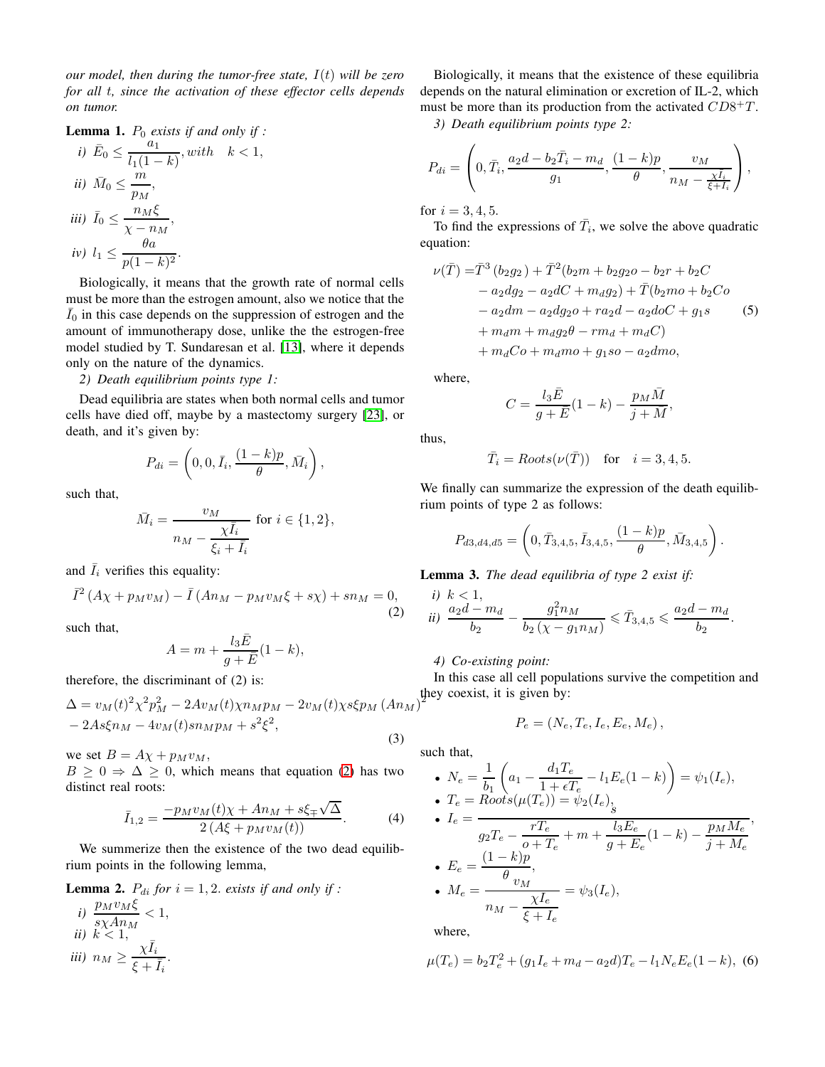*our model, then during the tumor-free state, $I(t)$ will be zero for all t, since the activation of these effector cells depends on tumor.*

**Lemma 1.** *$P_0$ exists if and only if :*

*i)* $\bar{E}_0 \leq \dfrac{a_1}{l_1(1-k)}, with \quad k < 1,$

*ii)* $\bar{M}_0 \leq \dfrac{m}{p_M},$

*iii)* $\bar{I}_0 \leq \dfrac{n_M \xi}{\chi - n_M},$

*iv)* $l_1 \leq \dfrac{\theta a}{p(1-k)^2}.$

Biologically, it means that the growth rate of normal cells must be more than the estrogen amount, also we notice that the $\bar{I}_0$ in this case depends on the suppression of estrogen and the amount of immunotherapy dose, unlike the the estrogen-free model studied by T. Sundaresan et al. [13], where it depends only on the nature of the dynamics.

*2) Death equilibrium points type 1:*

Dead equilibria are states when both normal cells and tumor cells have died off, maybe by a mastectomy surgery [23], or death, and it's given by:

$$P_{di} = \left(0, 0, \bar{I}_i, \frac{(1-k)p}{\theta}, \bar{M}_i\right),$$

such that,

$$\bar{M}_i = \frac{v_M}{n_M - \dfrac{\chi \bar{I}_i}{\xi_i + \bar{I}_i}} \text{ for } i \in \{1, 2\},$$

and $\bar{I}_i$ verifies this equality:

$$\bar{I}^2 \left(A\chi + p_M v_M\right) - \bar{I}\left(A n_M - p_M v_M \xi + s\chi\right) + s n_M = 0, \tag{2}$$

such that,

$$A = m + \frac{l_3 \bar{E}}{g + \bar{E}}(1-k),$$

therefore, the discriminant of (2) is:

$$\begin{aligned}\Delta = {} & v_M(t)^2\chi^2 p_M^2 - 2Av_M(t)\chi n_M p_M - 2v_M(t)\chi s\xi p_M \left(An_M\right)^2 \\ & - 2As\xi n_M - 4v_M(t)sn_M p_M + s^2\xi^2,\end{aligned} \tag{3}$$

we set $B = A\chi + p_M v_M$,

$B \geq 0 \Rightarrow \Delta \geq 0$, which means that equation (2) has two distinct real roots:

$$\bar{I}_{1,2} = \frac{-p_M v_M(t)\chi + An_M + s\xi \mp \sqrt{\Delta}}{2\left(A\xi + p_M v_M(t)\right)}. \tag{4}$$

We summerize then the existence of the two dead equilibrium points in the following lemma,

**Lemma 2.** *$P_{di}$ for $i = 1, 2.$ exists if and only if :*

*i)* $\dfrac{p_M v_M \xi}{s\chi A n_M} < 1,$

*ii)* $k < 1,$

*iii)* $n_M \geq \dfrac{\chi \bar{I}_i}{\xi + \bar{I}_i}.$

Biologically, it means that the existence of these equilibria depends on the natural elimination or excretion of IL-2, which must be more than its production from the activated $CD8^{+}T$.

*3) Death equilibrium points type 2:*

$$P_{di} = \left(0, \bar{T}_i, \frac{a_2 d - b_2 \bar{T}_i - m_d}{g_1}, \frac{(1-k)p}{\theta}, \frac{v_M}{n_M - \frac{\chi I_i}{\xi + I_i}}\right),$$

for $i = 3, 4, 5$.

To find the expressions of $\bar{T}_i$, we solve the above quadratic equation:

$$\begin{aligned}\nu(\bar{T}) = {} & \bar{T}^3\left(b_2 g_2\right) + \bar{T}^2(b_2 m + b_2 g_2 o - b_2 r + b_2 C \\ & - a_2 d g_2 - a_2 d C + m_d g_2) + \bar{T}(b_2 m o + b_2 C o \\ & - a_2 d m - a_2 d g_2 o + r a_2 d - a_2 d o C + g_1 s \\ & + m_d m + m_d g_2 \theta - r m_d + m_d C) \\ & + m_d C o + m_d m o + g_1 s o - a_2 d m o,\end{aligned} \tag{5}$$

where,

$$C = \frac{l_3 \bar{E}}{g + \bar{E}}(1-k) - \frac{p_M \bar{M}}{j + \bar{M}},$$

thus,

$$\bar{T}_i = Roots(\nu(\bar{T})) \quad \text{for} \quad i = 3, 4, 5.$$

We finally can summarize the expression of the death equilibrium points of type 2 as follows:

$$P_{d3,d4,d5} = \left(0, \bar{T}_{3,4,5}, \bar{I}_{3,4,5}, \frac{(1-k)p}{\theta}, \bar{M}_{3,4,5}\right).$$

**Lemma 3.** *The dead equilibria of type 2 exist if:*

*i)* $k < 1,$

*ii)* $\dfrac{a_2 d - m_d}{b_2} - \dfrac{g_1^2 n_M}{b_2\left(\chi - g_1 n_M\right)} \leqslant \bar{T}_{3,4,5} \leqslant \dfrac{a_2 d - m_d}{b_2}.$

*4) Co-existing point:*

In this case all cell populations survive the competition and they coexist, it is given by:

$$P_e = \left(N_e, T_e, I_e, E_e, M_e\right),$$

such that,

- $N_e = \dfrac{1}{b_1}\left(a_1 - \dfrac{d_1 T_e}{1 + \epsilon T_e} - l_1 E_e(1-k)\right) = \psi_1(I_e),$
- $T_e = Roots(\mu(T_e)) = \psi_2(I_e),$
- $I_e = \dfrac{s}{g_2 T_e - \dfrac{r T_e}{o + T_e} + m + \dfrac{l_3 E_e}{g + E_e}(1-k) - \dfrac{p_M M_e}{j + M_e}},$
- $E_e = \dfrac{(1-k)p}{\theta},$
- $M_e = \dfrac{v_M}{n_M - \dfrac{\chi I_e}{\xi + I_e}} = \psi_3(I_e),$

where,

$$\mu(T_e) = b_2 T_e^2 + (g_1 I_e + m_d - a_2 d)T_e - l_1 N_e E_e(1-k), \tag{6}$$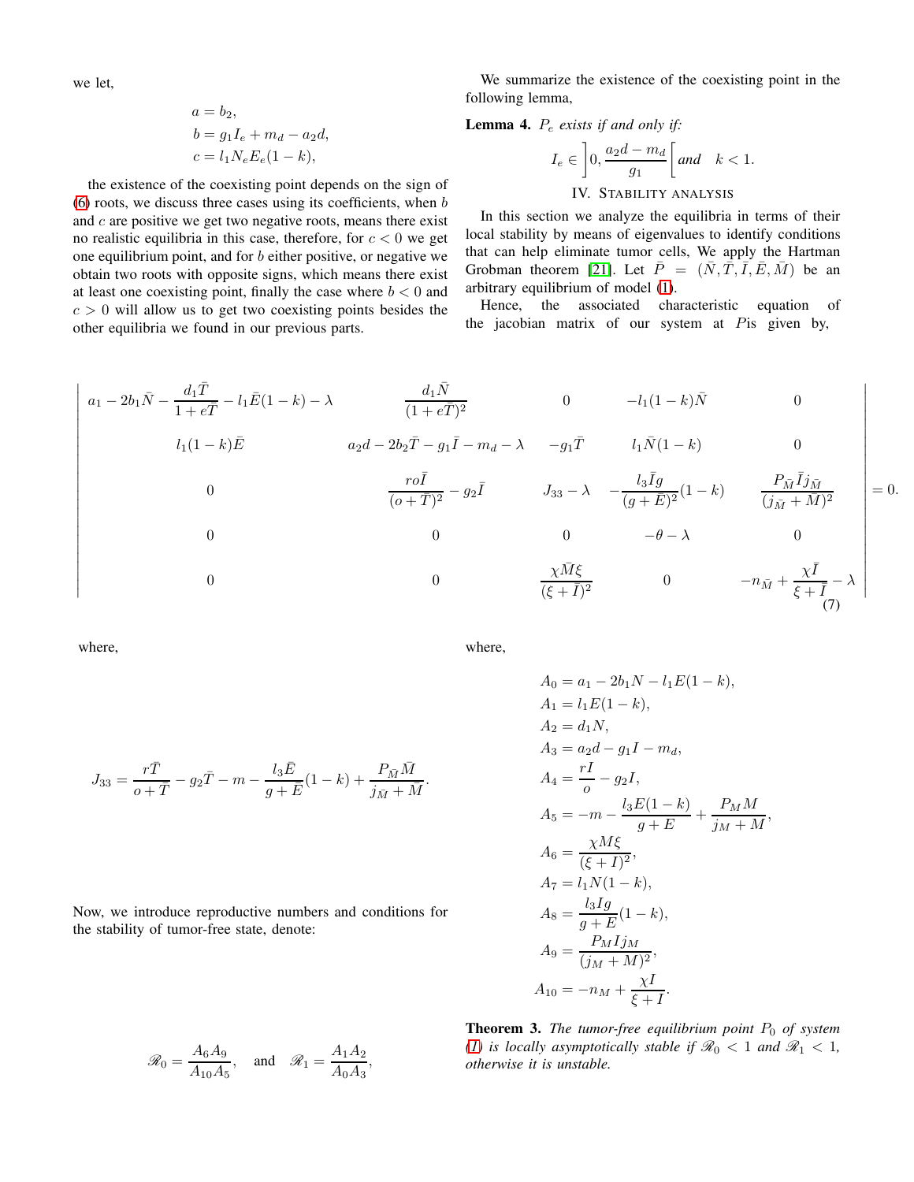we let,

$$
\begin{aligned}
a &= b_2, \\
b &= g_1 I_e + m_d - a_2 d, \\
c &= l_1 N_e E_e (1-k),
\end{aligned}
$$

the existence of the coexisting point depends on the sign of (6) roots, we discuss three cases using its coefficients, when $b$ and $c$ are positive we get two negative roots, means there exist no realistic equilibria in this case, therefore, for $c < 0$ we get one equilibrium point, and for $b$ either positive, or negative we obtain two roots with opposite signs, which means there exist at least one coexisting point, finally the case where $b < 0$ and $c > 0$ will allow us to get two coexisting points besides the other equilibria we found in our previous parts.

We summarize the existence of the coexisting point in the following lemma,

**Lemma 4.** *$P_e$ exists if and only if:*

$$
I_e \in \left]0, \frac{a_2 d - m_d}{g_1}\right[ \text{ and } \quad k < 1.
$$

## IV. Stability Analysis

In this section we analyze the equilibria in terms of their local stability by means of eigenvalues to identify conditions that can help eliminate tumor cells, We apply the Hartman Grobman theorem [21]. Let $\bar{P} = (\bar{N}, \bar{T}, \bar{I}, \bar{E}, \bar{M})$ be an arbitrary equilibrium of model (1).

Hence, the associated characteristic equation of the jacobian matrix of our system at $P$is given by,

$$
\begin{vmatrix}
a_1 - 2b_1\bar{N} - \dfrac{d_1\bar{T}}{1+e\bar{T}} - l_1\bar{E}(1-k) - \lambda & \dfrac{d_1\bar{N}}{(1+e\bar{T})^2} & 0 & -l_1(1-k)\bar{N} & 0 \\
l_1(1-k)\bar{E} & a_2 d - 2b_2\bar{T} - g_1\bar{I} - m_d - \lambda & -g_1\bar{T} & l_1\bar{N}(1-k) & 0 \\
0 & \dfrac{ro\bar{I}}{(o+\bar{T})^2} - g_2\bar{I} & J_{33} - \lambda & -\dfrac{l_3\bar{I}g}{(g+\bar{E})^2}(1-k) & \dfrac{P_{\bar{M}}\bar{I}j_{\bar{M}}}{(j_{\bar{M}}+\bar{M})^2} \\
0 & 0 & 0 & -\theta - \lambda & 0 \\
0 & 0 & \dfrac{\chi\bar{M}\xi}{(\xi+\bar{I})^2} & 0 & -n_{\bar{M}} + \dfrac{\chi\bar{I}}{\xi+\bar{I}} - \lambda
\end{vmatrix} = 0. \tag{7}
$$

where,

$$
J_{33} = \frac{r\bar{T}}{o+\bar{T}} - g_2\bar{T} - m - \frac{l_3\bar{E}}{g+\bar{E}}(1-k) + \frac{P_{\bar{M}}\bar{M}}{j_{\bar{M}}+\bar{M}}.
$$

Now, we introduce reproductive numbers and conditions for the stability of tumor-free state, denote:

$$
\mathscr{R}_0 = \frac{A_6 A_9}{A_{10} A_5}, \quad \text{and} \quad \mathscr{R}_1 = \frac{A_1 A_2}{A_0 A_3},
$$

where,

$$
\begin{aligned}
A_0 &= a_1 - 2b_1 N - l_1 E(1-k), \\
A_1 &= l_1 E(1-k), \\
A_2 &= d_1 N, \\
A_3 &= a_2 d - g_1 I - m_d, \\
A_4 &= \frac{rI}{o} - g_2 I, \\
A_5 &= -m - \frac{l_3 E(1-k)}{g+E} + \frac{P_M M}{j_M + M}, \\
A_6 &= \frac{\chi M \xi}{(\xi+I)^2}, \\
A_7 &= l_1 N(1-k), \\
A_8 &= \frac{l_3 I g}{g+E}(1-k), \\
A_9 &= \frac{P_M I j_M}{(j_M+M)^2}, \\
A_{10} &= -n_M + \frac{\chi I}{\xi+I}.
\end{aligned}
$$

**Theorem 3.** *The tumor-free equilibrium point $P_0$ of system (1) is locally asymptotically stable if $\mathscr{R}_0 < 1$ and $\mathscr{R}_1 < 1$, otherwise it is unstable.*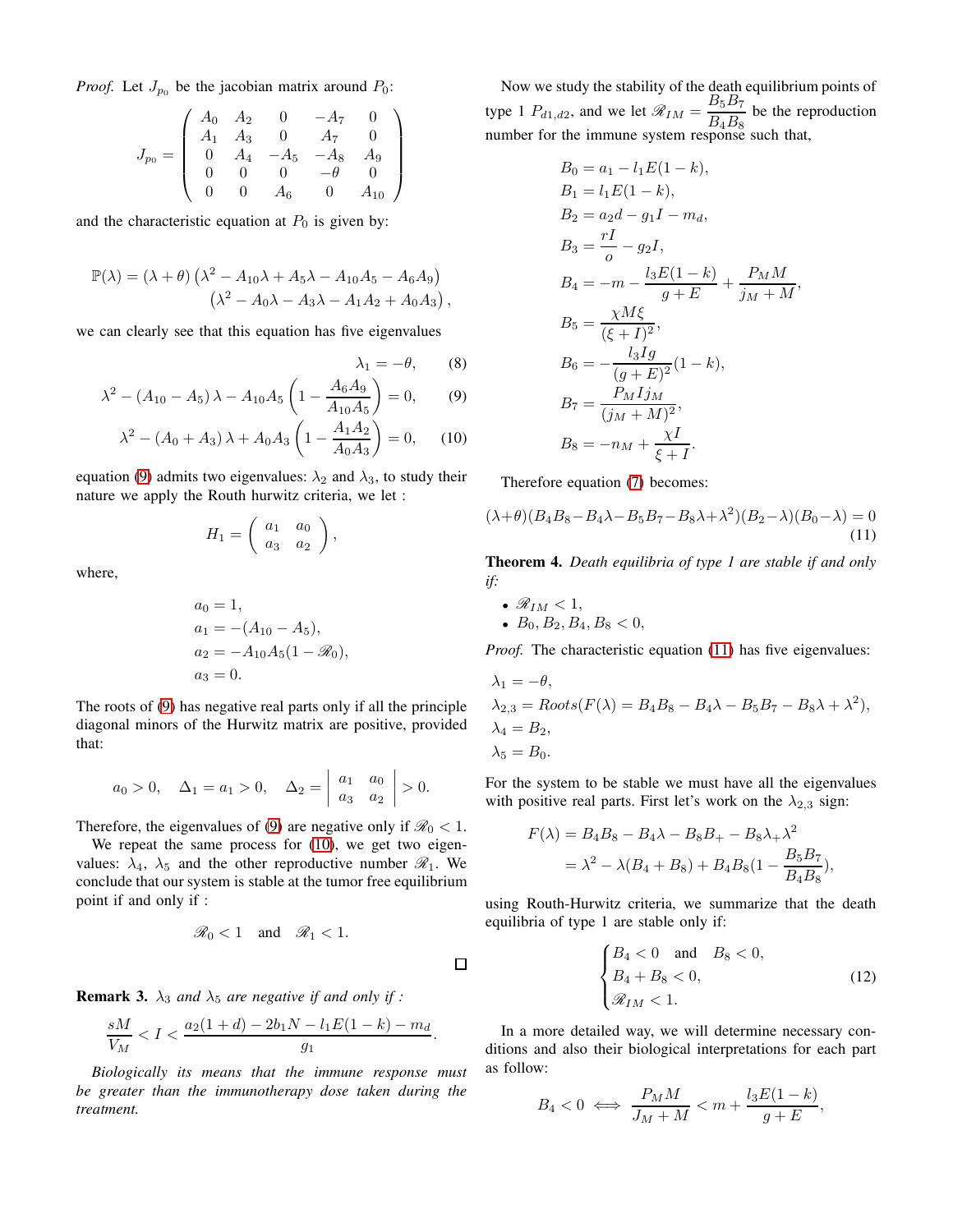*Proof.* Let $J_{p_0}$ be the jacobian matrix around $P_0$:

$$J_{p_0} = \begin{pmatrix} A_0 & A_2 & 0 & -A_7 & 0 \\ A_1 & A_3 & 0 & A_7 & 0 \\ 0 & A_4 & -A_5 & -A_8 & A_9 \\ 0 & 0 & 0 & -\theta & 0 \\ 0 & 0 & A_6 & 0 & A_{10} \end{pmatrix}$$

and the characteristic equation at $P_0$ is given by:

$$\mathbb{P}(\lambda) = (\lambda + \theta)\left(\lambda^2 - A_{10}\lambda + A_5\lambda - A_{10}A_5 - A_6A_9\right)$$
$$\left(\lambda^2 - A_0\lambda - A_3\lambda - A_1A_2 + A_0A_3\right),$$

we can clearly see that this equation has five eigenvalues

$$\lambda_1 = -\theta, \tag{8}$$

$$\lambda^2 - (A_{10} - A_5)\lambda - A_{10}A_5\left(1 - \frac{A_6A_9}{A_{10}A_5}\right) = 0, \tag{9}$$

$$\lambda^2 - (A_0 + A_3)\lambda + A_0A_3\left(1 - \frac{A_1A_2}{A_0A_3}\right) = 0, \tag{10}$$

equation (9) admits two eigenvalues: $\lambda_2$ and $\lambda_3$, to study their nature we apply the Routh hurwitz criteria, we let :

$$H_1 = \begin{pmatrix} a_1 & a_0 \\ a_3 & a_2 \end{pmatrix},$$

where,

$$a_0 = 1,$$
$$a_1 = -(A_{10} - A_5),$$
$$a_2 = -A_{10}A_5(1 - \mathscr{R}_0),$$
$$a_3 = 0.$$

The roots of (9) has negative real parts only if all the principle diagonal minors of the Hurwitz matrix are positive, provided that:

$$a_0 > 0, \quad \Delta_1 = a_1 > 0, \quad \Delta_2 = \begin{vmatrix} a_1 & a_0 \\ a_3 & a_2 \end{vmatrix} > 0.$$

Therefore, the eigenvalues of (9) are negative only if $\mathscr{R}_0 < 1$.

We repeat the same process for (10), we get two eigenvalues: $\lambda_4$, $\lambda_5$ and the other reproductive number $\mathscr{R}_1$. We conclude that our system is stable at the tumor free equilibrium point if and only if :

$$\mathscr{R}_0 < 1 \quad \text{and} \quad \mathscr{R}_1 < 1.$$

□

**Remark 3.** *$\lambda_3$ and $\lambda_5$ are negative if and only if :*

$$\frac{sM}{V_M} < I < \frac{a_2(1+d) - 2b_1N - l_1E(1-k) - m_d}{g_1}.$$

*Biologically its means that the immune response must be greater than the immunotherapy dose taken during the treatment.*

Now we study the stability of the death equilibrium points of type 1 $P_{d1,d2}$, and we let $\mathscr{R}_{IM} = \dfrac{B_5B_7}{B_4B_8}$ be the reproduction number for the immune system response such that,

$$B_0 = a_1 - l_1E(1-k),$$
$$B_1 = l_1E(1-k),$$
$$B_2 = a_2d - g_1I - m_d,$$
$$B_3 = \frac{rI}{o} - g_2I,$$
$$B_4 = -m - \frac{l_3E(1-k)}{g+E} + \frac{P_MM}{j_M+M},$$
$$B_5 = \frac{\chi M\xi}{(\xi+I)^2},$$
$$B_6 = -\frac{l_3Ig}{(g+E)^2}(1-k),$$
$$B_7 = \frac{P_MIj_M}{(j_M+M)^2},$$
$$B_8 = -n_M + \frac{\chi I}{\xi+I}.$$

Therefore equation (7) becomes:

$$(\lambda+\theta)(B_4B_8 - B_4\lambda - B_5B_7 - B_8\lambda + \lambda^2)(B_2-\lambda)(B_0-\lambda) = 0 \tag{11}$$

**Theorem 4.** *Death equilibria of type 1 are stable if and only if:*

- *$\mathscr{R}_{IM} < 1$,*
- *$B_0, B_2, B_4, B_8 < 0$,*

*Proof.* The characteristic equation (11) has five eigenvalues:

$$\lambda_1 = -\theta,$$
$$\lambda_{2,3} = Roots(F(\lambda) = B_4B_8 - B_4\lambda - B_5B_7 - B_8\lambda + \lambda^2),$$
$$\lambda_4 = B_2,$$
$$\lambda_5 = B_0.$$

For the system to be stable we must have all the eigenvalues with positive real parts. First let's work on the $\lambda_{2,3}$ sign:

$$F(\lambda) = B_4B_8 - B_4\lambda - B_8B_+ - B_8\lambda_+\lambda^2$$
$$= \lambda^2 - \lambda(B_4 + B_8) + B_4B_8\left(1 - \frac{B_5B_7}{B_4B_8}\right),$$

using Routh-Hurwitz criteria, we summarize that the death equilibria of type 1 are stable only if:

$$\begin{cases} B_4 < 0 \quad \text{and} \quad B_8 < 0, \\ B_4 + B_8 < 0, \\ \mathscr{R}_{IM} < 1. \end{cases} \tag{12}$$

In a more detailed way, we will determine necessary conditions and also their biological interpretations for each part as follow:

$$B_4 < 0 \iff \frac{P_MM}{J_M+M} < m + \frac{l_3E(1-k)}{g+E},$$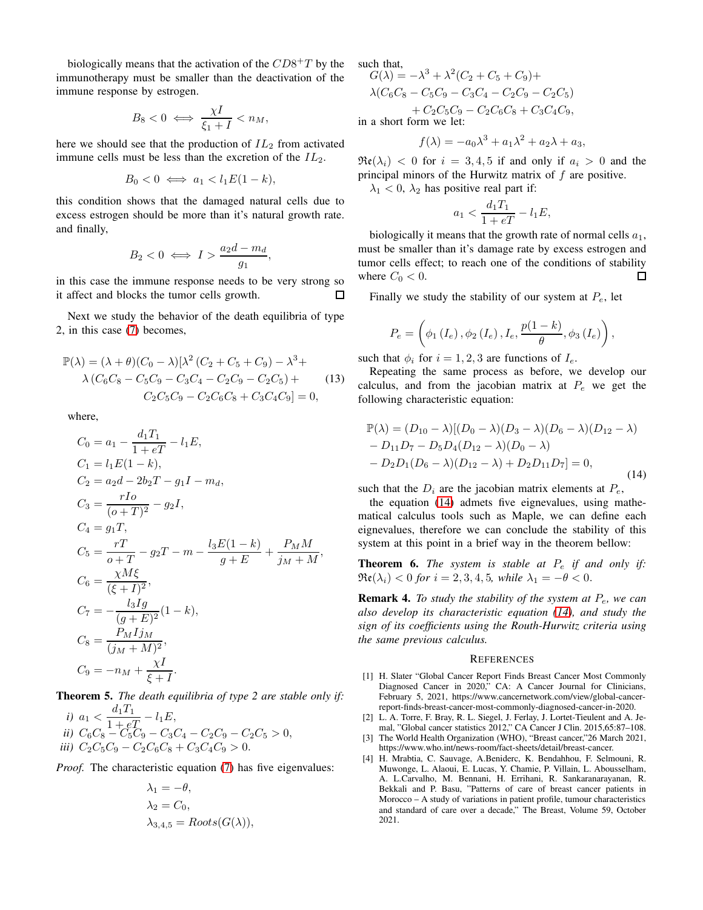biologically means that the activation of the $CD8^{+}T$ by the immunotherapy must be smaller than the deactivation of the immune response by estrogen.

$$B_8 < 0 \iff \frac{\chi I}{\xi_1 + I} < n_M,$$

here we should see that the production of $IL_2$ from activated immune cells must be less than the excretion of the $IL_2$.

$$B_0 < 0 \iff a_1 < l_1 E(1-k),$$

this condition shows that the damaged natural cells due to excess estrogen should be more than it's natural growth rate. and finally,

$$B_2 < 0 \iff I > \frac{a_2 d - m_d}{g_1},$$

in this case the immune response needs to be very strong so it affect and blocks the tumor cells growth. □

Next we study the behavior of the death equilibria of type 2, in this case (7) becomes,

$$\begin{aligned}\mathbb{P}(\lambda) = (\lambda+\theta)(C_0-\lambda)[&\lambda^2\left(C_2+C_5+C_9\right)-\lambda^3+\\ &\lambda\left(C_6C_8-C_5C_9-C_3C_4-C_2C_9-C_2C_5\right)+\\ &C_2C_5C_9-C_2C_6C_8+C_3C_4C_9]=0,\end{aligned} \tag{13}$$

where,

$$\begin{aligned}
C_0 &= a_1 - \frac{d_1 T_1}{1+eT} - l_1 E,\\
C_1 &= l_1 E(1-k),\\
C_2 &= a_2 d - 2b_2 T - g_1 I - m_d,\\
C_3 &= \frac{rIo}{(o+T)^2} - g_2 I,\\
C_4 &= g_1 T,\\
C_5 &= \frac{rT}{o+T} - g_2 T - m - \frac{l_3 E(1-k)}{g+E} + \frac{P_M M}{j_M + M},\\
C_6 &= \frac{\chi M \xi}{(\xi+I)^2},\\
C_7 &= -\frac{l_3 I g}{(g+E)^2}(1-k),\\
C_8 &= \frac{P_M I j_M}{(j_M+M)^2},\\
C_9 &= -n_M + \frac{\chi I}{\xi + I}.
\end{aligned}$$

**Theorem 5.** *The death equilibria of type 2 are stable only if:*

*i)* $a_1 < \dfrac{d_1 T_1}{1+eT} - l_1 E,$
*ii)* $C_6C_8 - C_5C_9 - C_3C_4 - C_2C_9 - C_2C_5 > 0,$
*iii)* $C_2C_5C_9 - C_2C_6C_8 + C_3C_4C_9 > 0.$

*Proof.* The characteristic equation (7) has five eigenvalues:

$$\begin{aligned}
\lambda_1 &= -\theta,\\
\lambda_2 &= C_0,\\
\lambda_{3,4,5} &= Roots(G(\lambda)),
\end{aligned}$$

such that,

$$\begin{aligned}G(\lambda) = &-\lambda^3 + \lambda^2(C_2+C_5+C_9) +\\ &\lambda(C_6C_8 - C_5C_9 - C_3C_4 - C_2C_9 - C_2C_5)\\ &+ C_2C_5C_9 - C_2C_6C_8 + C_3C_4C_9,\end{aligned}$$

in a short form we let:

$$f(\lambda) = -a_0\lambda^3 + a_1\lambda^2 + a_2\lambda + a_3,$$

$\mathfrak{Re}(\lambda_i) < 0$ for $i = 3,4,5$ if and only if $a_i > 0$ and the principal minors of the Hurwitz matrix of $f$ are positive.

$\lambda_1 < 0$, $\lambda_2$ has positive real part if:

$$a_1 < \frac{d_1 T_1}{1+eT} - l_1 E,$$

biologically it means that the growth rate of normal cells $a_1$, must be smaller than it's damage rate by excess estrogen and tumor cells effect; to reach one of the conditions of stability where $C_0 < 0$. □

Finally we study the stability of our system at $P_e$, let

$$P_e = \left(\phi_1(I_e), \phi_2(I_e), I_e, \frac{p(1-k)}{\theta}, \phi_3(I_e)\right),$$

such that $\phi_i$ for $i = 1,2,3$ are functions of $I_e$.

Repeating the same process as before, we develop our calculus, and from the jacobian matrix at $P_e$ we get the following characteristic equation:

$$\begin{aligned}\mathbb{P}(\lambda) = (D_{10}-\lambda)[&(D_0-\lambda)(D_3-\lambda)(D_6-\lambda)(D_{12}-\lambda)\\ &- D_{11}D_7 - D_5D_4(D_{12}-\lambda)(D_0-\lambda)\\ &- D_2D_1(D_6-\lambda)(D_{12}-\lambda) + D_2D_{11}D_7] = 0,\end{aligned} \tag{14}$$

such that the $D_i$ are the jacobian matrix elements at $P_e$,

the equation (14) admets five eignevalues, using mathematical calculus tools such as Maple, we can define each eignevalues, therefore we can conclude the stability of this system at this point in a brief way in the theorem bellow:

**Theorem 6.** *The system is stable at $P_e$ if and only if: $\mathfrak{Re}(\lambda_i) < 0$ for $i = 2,3,4,5$, while $\lambda_1 = -\theta < 0$.*

**Remark 4.** *To study the stability of the system at $P_e$, we can also develop its characteristic equation (14), and study the sign of its coefficients using the Routh-Hurwitz criteria using the same previous calculus.*

## References

[1] H. Slater "Global Cancer Report Finds Breast Cancer Most Commonly Diagnosed Cancer in 2020," CA: A Cancer Journal for Clinicians, February 5, 2021, https://www.cancernetwork.com/view/global-cancer-report-finds-breast-cancer-most-commonly-diagnosed-cancer-in-2020.

[2] L. A. Torre, F. Bray, R. L. Siegel, J. Ferlay, J. Lortet-Tieulent and A. Jemal, "Global cancer statistics 2012," CA Cancer J Clin. 2015,65:87–108.

[3] The World Health Organization (WHO), "Breast cancer,"26 March 2021, https://www.who.int/news-room/fact-sheets/detail/breast-cancer.

[4] H. Mrabtia, C. Sauvage, A.Beniderc, K. Bendahhou, F. Selmouni, R. Muwonge, L. Alaoui, E. Lucas, Y. Chamie, P. Villain, L. Abousselham, A. L.Carvalho, M. Bennani, H. Errihani, R. Sankaranarayanan, R. Bekkali and P. Basu, "Patterns of care of breast cancer patients in Morocco – A study of variations in patient profile, tumour characteristics and standard of care over a decade," The Breast, Volume 59, October 2021.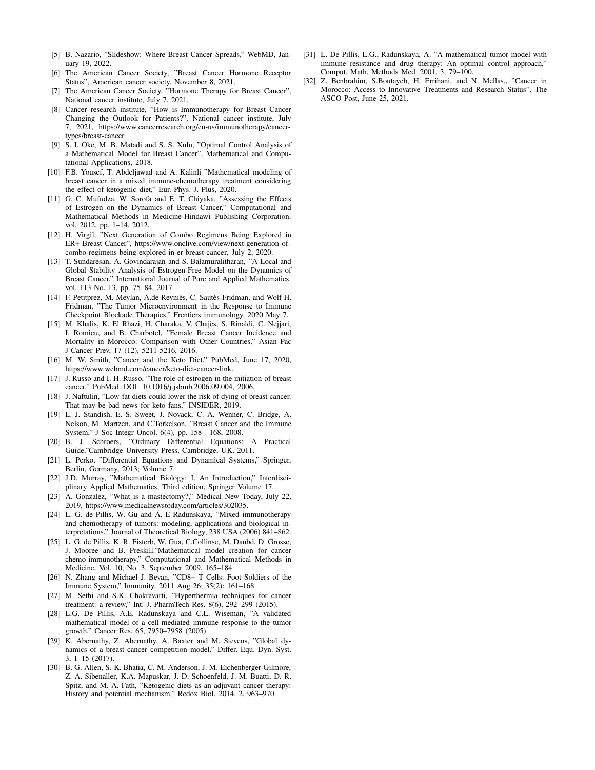[5] B. Nazario, "Slideshow: Where Breast Cancer Spreads," WebMD, January 19, 2022.

[6] The American Cancer Society, "Breast Cancer Hormone Receptor Status", American cancer society, November 8, 2021.

[7] The American Cancer Society, "Hormone Therapy for Breast Cancer", National cancer institute, July 7, 2021.

[8] Cancer research institute, "How is Immunotherapy for Breast Cancer Changing the Outlook for Patients?", National cancer institute, July 7, 2021, https://www.cancerresearch.org/en-us/immunotherapy/cancer-types/breast-cancer.

[9] S. I. Oke, M. B. Matadi and S. S. Xulu, "Optimal Control Analysis of a Mathematical Model for Breast Cancer", Mathematical and Computational Applications, 2018.

[10] F.B. Yousef, T. Abdeljawad and A. Kalinli "Mathematical modeling of breast cancer in a mixed immune-chemotherapy treatment considering the effect of ketogenic diet," Eur. Phys. J. Plus, 2020.

[11] G. C. Mufudza, W. Sorofa and E. T. Chiyaka, "Assessing the Effects of Estrogen on the Dynamics of Breast Cancer," Computational and Mathematical Methods in Medicine-Hindawi Publishing Corporation. vol. 2012, pp. 1–14, 2012.

[12] H. Virgil, "Next Generation of Combo Regimens Being Explored in ER+ Breast Cancer", https://www.onclive.com/view/next-generation-of-combo-regimens-being-explored-in-er-breast-cancer, July 2, 2020.

[13] T. Sundaresan, A. Govindarajan and S. Balamuralitharan, "A Local and Global Stability Analysis of Estrogen-Free Model on the Dynamics of Breast Cancer," International Journal of Pure and Applied Mathematics. vol. 113 No. 13, pp. 75–84, 2017.

[14] F. Petitprez, M. Meylan, A.de Reyniès, C. Sautès-Fridman, and Wolf H. Fridman, "The Tumor Microenvironment in the Response to Immune Checkpoint Blockade Therapies," Frentiers immunology, 2020 May 7.

[15] M. Khalis, K. El Rhazi, H. Charaka, V. Chajès, S. Rinaldi, C. Nejjari, I. Romieu, and B. Charbotel, "Female Breast Cancer Incidence and Mortality in Morocco: Comparison with Other Countries," Asian Pac J Cancer Prev, 17 (12), 5211-5216, 2016.

[16] M. W. Smith, "Cancer and the Keto Diet," PubMed, June 17, 2020, https://www.webmd.com/cancer/keto-diet-cancer-link.

[17] J. Russo and I. H. Russo, "The role of estrogen in the initiation of breast cancer," PubMed. DOI: 10.1016/j.jsbmb.2006.09.004, 2006.

[18] J. Naftulin, "Low-fat diets could lower the risk of dying of breast cancer. That may be bad news for keto fans," INSIDER, 2019.

[19] L. J. Standish, E. S. Sweet, J. Novack, C. A. Wenner, C. Bridge, A. Nelson, M. Martzen, and C.Torkelson, "Breast Cancer and the Immune System," J Soc Integr Oncol. 6(4), pp. 158—168, 2008.

[20] B. J. Schroers, "Ordinary Differential Equations: A Practical Guide,"Cambridge University Press, Cambridge, UK, 2011.

[21] L. Perko, "Differential Equations and Dynamical Systems," Springer, Berlin, Germany, 2013; Volume 7.

[22] J.D. Murray, "Mathematical Biology: I. An Introduction," Interdisciplinary Applied Mathematics, Third edition, Springer Volume 17.

[23] A. Gonzalez, "What is a mastectomy?," Medical New Today, July 22, 2019, https://www.medicalnewstoday.com/articles/302035.

[24] L. G. de Pillis, W. Gu and A. E Radunskaya, "Mixed immunotherapy and chemotherapy of tumors: modeling, applications and biological interpretations," Journal of Theoretical Biology, 238 USA (2006) 841–862.

[25] L. G. de Pillis, K. R. Fisterb, W. Gua, C.Collinsc, M. Daubd, D. Grosse, J. Mooree and B. Preskill."Mathematical model creation for cancer chemo-immunotherapy," Computational and Mathematical Methods in Medicine, Vol. 10, No. 3, September 2009, 165–184.

[26] N. Zhang and Michael J. Bevan, "CD8+ T Cells: Foot Soldiers of the Immune System," Immunity. 2011 Aug 26; 35(2): 161–168.

[27] M. Sethi and S.K. Chakravarti, "Hyperthermia techniques for cancer treatment: a review," Int. J. PharmTech Res. 8(6), 292–299 (2015).

[28] L.G. De Pillis, A.E. Radunskaya and C.L. Wiseman, "A validated mathematical model of a cell-mediated immune response to the tumor growth," Cancer Res. 65, 7950–7958 (2005).

[29] K. Abernathy, Z. Abernathy, A. Baxter and M. Stevens, "Global dynamics of a breast cancer competition model." Differ. Equ. Dyn. Syst. 3, 1–15 (2017).

[30] B. G. Allen, S. K. Bhatia, C. M. Anderson, J. M. Eichenberger-Gilmore, Z. A. Sibenaller, K.A. Mapuskar, J. D. Schoenfeld, J. M. Buatti, D. R. Spitz, and M. A. Fath, "Ketogenic diets as an adjuvant cancer therapy: History and potential mechanism," Redox Biol. 2014, 2, 963–970.

[31] L. De Pillis, L.G., Radunskaya, A. "A mathematical tumor model with immune resistance and drug therapy: An optimal control approach," Comput. Math. Methods Med. 2001, 3, 79–100.

[32] Z. Benbrahim, S.Boutayeb, H. Errihani, and N. Mellas,, "Cancer in Morocco: Access to Innovative Treatments and Research Status", The ASCO Post, June 25, 2021.